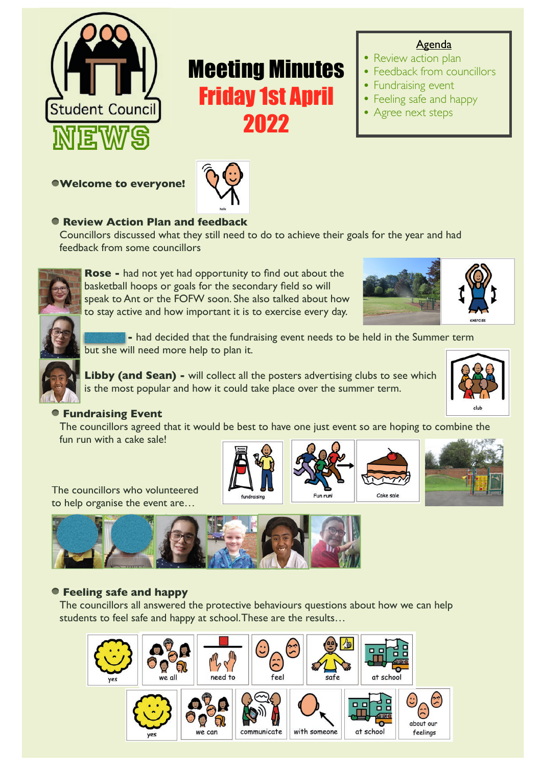Student Council

NEWS

# Meeting Minutes

## Friday 1st April 2022

**Agenda**

- Review action plan
- Feedback from councillors
- Fundraising event
- Feeling safe and happy
- Agree next steps

- **Welcome to everyone!**

hello

- **Review Action Plan and feedback**

Councillors discussed what they still need to do to achieve their goals for the year and had feedback from some councillors

**Rose -** had not yet had opportunity to find out about the basketball hoops or goals for the secondary field so will speak to Ant or the FOFW soon. She also talked about how to stay active and how important it is to exercise every day.

exercise

**-** had decided that the fundraising event needs to be held in the Summer term but she will need more help to plan it.

**Libby (and Sean) -** will collect all the posters advertising clubs to see which is the most popular and how it could take place over the summer term.

club

- **Fundraising Event**

The councillors agreed that it would be best to have one just event so are hoping to combine the fun run with a cake sale!

fundraising | Fun run | Cake sale

The councillors who volunteered to help organise the event are…

- **Feeling safe and happy**

The councillors all answered the protective behaviours questions about how we can help students to feel safe and happy at school. These are the results…

yes | we all | need to | feel | safe | at school

yes | we can | communicate | with someone | at school | about our feelings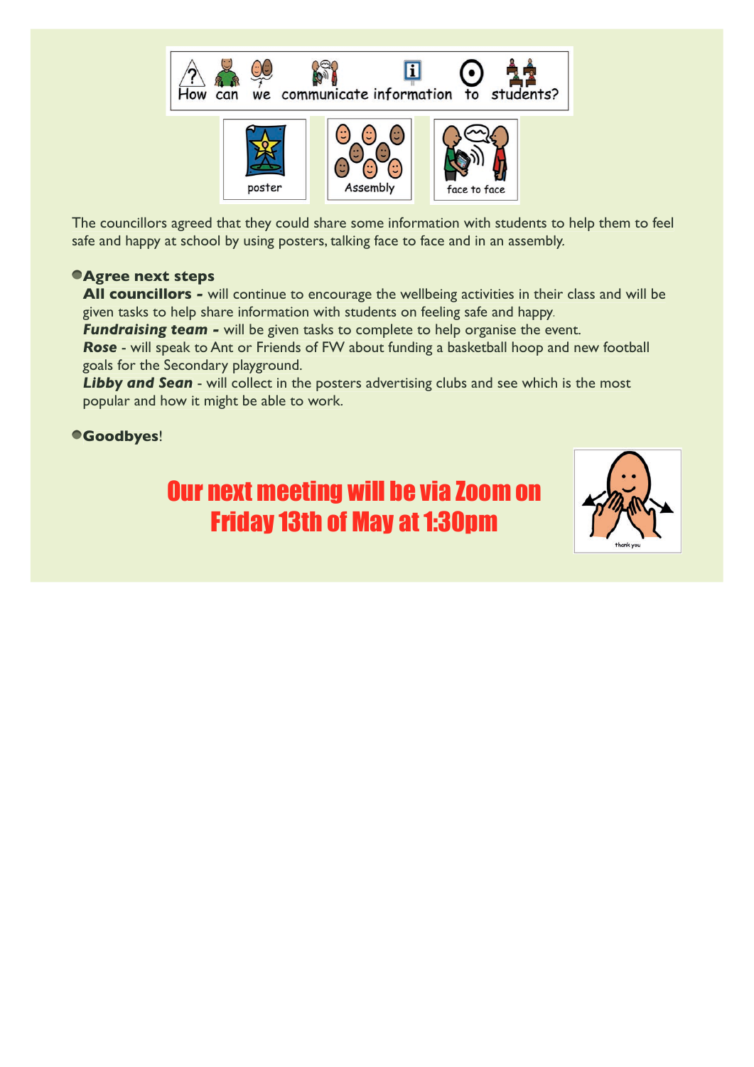How can we communicate information to students?

poster

Assembly

face to face

The councillors agreed that they could share some information with students to help them to feel safe and happy at school by using posters, talking face to face and in an assembly.

- **Agree next steps**

  **All councillors -** will continue to encourage the wellbeing activities in their class and will be given tasks to help share information with students on feeling safe and happy.

  ***Fundraising team -*** will be given tasks to complete to help organise the event.

  ***Rose*** - will speak to Ant or Friends of FW about funding a basketball hoop and new football goals for the Secondary playground.

  ***Libby and Sean*** - will collect in the posters advertising clubs and see which is the most popular and how it might be able to work.

- **Goodbyes**!

**Our next meeting will be via Zoom on Friday 13th of May at 1:30pm**

thank you